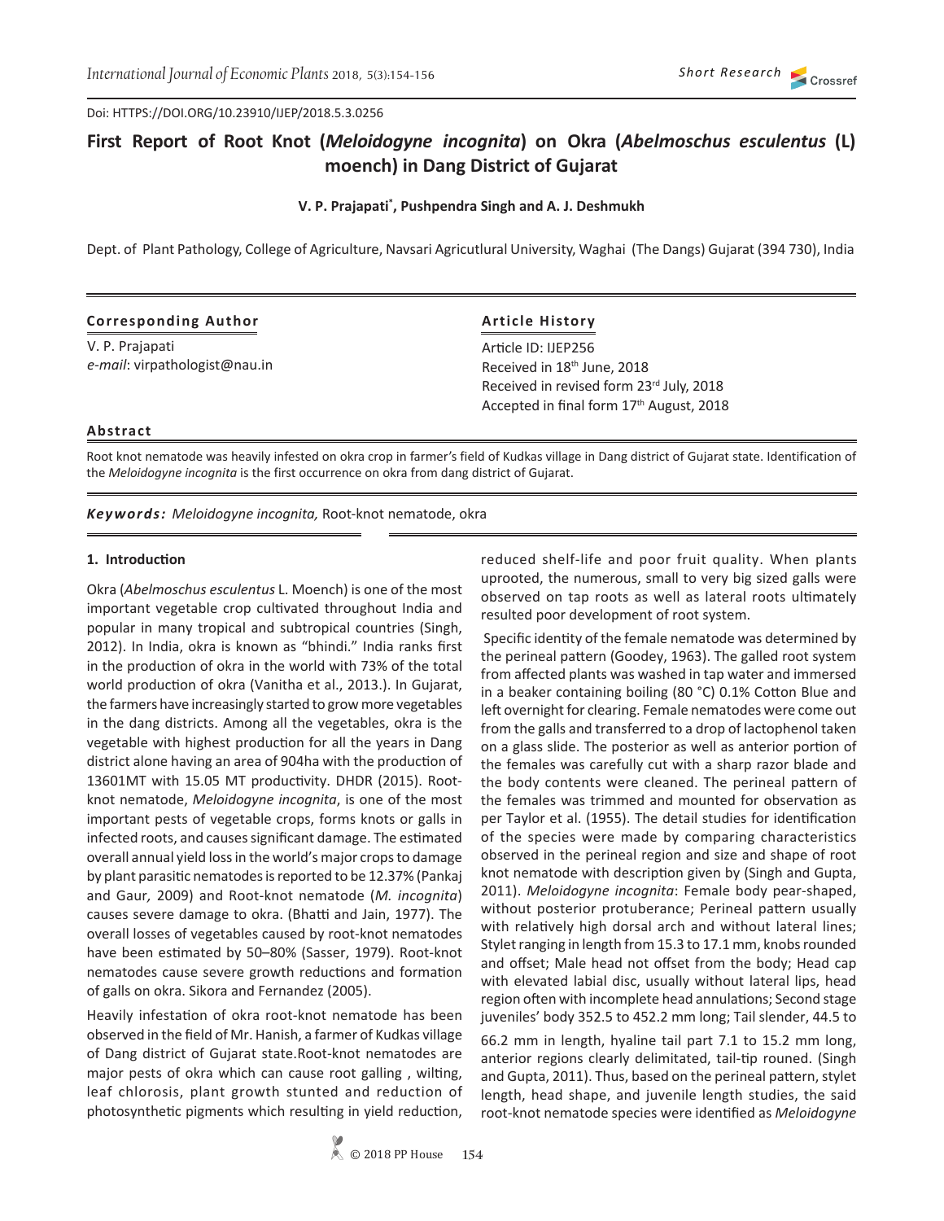Doi: HTTPS://DOI.ORG/10.23910/IJEP/2018.5.3.0256

# First Report of Root Knot (*Meloidogyne incognita*) on Okra (*Abelmoschus esculentus* (L) moench) in Dang District of Gujarat

**V. P. Prajapati\*, Pushpendra Singh and A. J. Deshmukh**

Dept. of Plant Pathology, College of Agriculture, Navsari Agricutlural University, Waghai (The Dangs) Gujarat (394 730), India

**Corresponding Author**

V. P. Prajapati
*e-mail*: virpathologist@nau.in

**Article History**

Article ID: IJEP256
Received in 18th June, 2018
Received in revised form 23rd July, 2018
Accepted in final form 17th August, 2018

**Abstract**

Root knot nematode was heavily infested on okra crop in farmer's field of Kudkas village in Dang district of Gujarat state. Identification of the *Meloidogyne incognita* is the first occurrence on okra from dang district of Gujarat.

***Keywords:*** *Meloidogyne incognita,* Root-knot nematode, okra

## 1. Introduction

Okra (*Abelmoschus esculentus* L. Moench) is one of the most important vegetable crop cultivated throughout India and popular in many tropical and subtropical countries (Singh, 2012). In India, okra is known as "bhindi." India ranks first in the production of okra in the world with 73% of the total world production of okra (Vanitha et al., 2013.). In Gujarat, the farmers have increasingly started to grow more vegetables in the dang districts. Among all the vegetables, okra is the vegetable with highest production for all the years in Dang district alone having an area of 904ha with the production of 13601MT with 15.05 MT productivity. DHDR (2015). Root-knot nematode, *Meloidogyne incognita*, is one of the most important pests of vegetable crops, forms knots or galls in infected roots, and causes significant damage. The estimated overall annual yield loss in the world's major crops to damage by plant parasitic nematodes is reported to be 12.37% (Pankaj and Gaur, 2009) and Root-knot nematode (*M. incognita*) causes severe damage to okra. (Bhatti and Jain, 1977). The overall losses of vegetables caused by root-knot nematodes have been estimated by 50–80% (Sasser, 1979). Root-knot nematodes cause severe growth reductions and formation of galls on okra. Sikora and Fernandez (2005).

Heavily infestation of okra root-knot nematode has been observed in the field of Mr. Hanish, a farmer of Kudkas village of Dang district of Gujarat state.Root-knot nematodes are major pests of okra which can cause root galling , wilting, leaf chlorosis, plant growth stunted and reduction of photosynthetic pigments which resulting in yield reduction, reduced shelf-life and poor fruit quality. When plants uprooted, the numerous, small to very big sized galls were observed on tap roots as well as lateral roots ultimately resulted poor development of root system.

Specific identity of the female nematode was determined by the perineal pattern (Goodey, 1963). The galled root system from affected plants was washed in tap water and immersed in a beaker containing boiling (80 °C) 0.1% Cotton Blue and left overnight for clearing. Female nematodes were come out from the galls and transferred to a drop of lactophenol taken on a glass slide. The posterior as well as anterior portion of the females was carefully cut with a sharp razor blade and the body contents were cleaned. The perineal pattern of the females was trimmed and mounted for observation as per Taylor et al. (1955). The detail studies for identification of the species were made by comparing characteristics observed in the perineal region and size and shape of root knot nematode with description given by (Singh and Gupta, 2011). *Meloidogyne incognita*: Female body pear-shaped, without posterior protuberance; Perineal pattern usually with relatively high dorsal arch and without lateral lines; Stylet ranging in length from 15.3 to 17.1 mm, knobs rounded and offset; Male head not offset from the body; Head cap with elevated labial disc, usually without lateral lips, head region often with incomplete head annulations; Second stage juveniles' body 352.5 to 452.2 mm long; Tail slender, 44.5 to 66.2 mm in length, hyaline tail part 7.1 to 15.2 mm long, anterior regions clearly delimitated, tail-tip rouned. (Singh and Gupta, 2011). Thus, based on the perineal pattern, stylet length, head shape, and juvenile length studies, the said root-knot nematode species were identified as *Meloidogyne*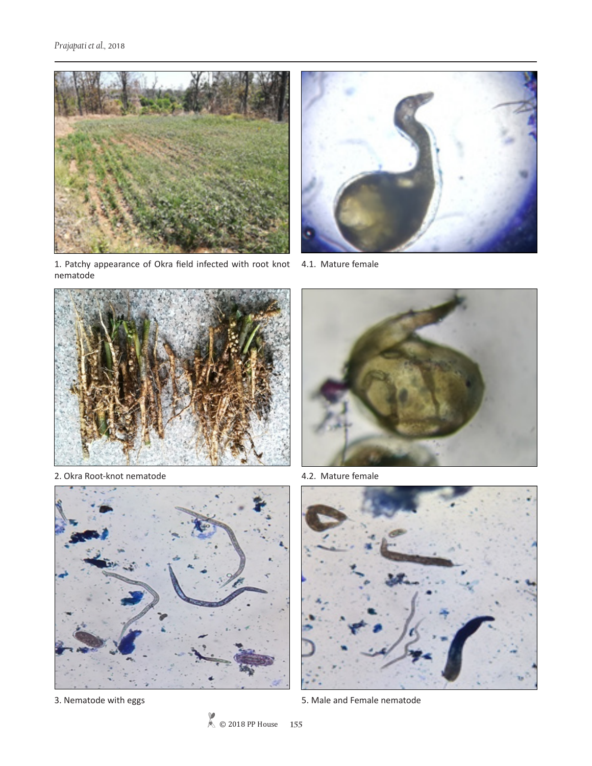1. Patchy appearance of Okra field infected with root knot nematode

4.1. Mature female

2. Okra Root-knot nematode

4.2. Mature female

3. Nematode with eggs

5. Male and Female nematode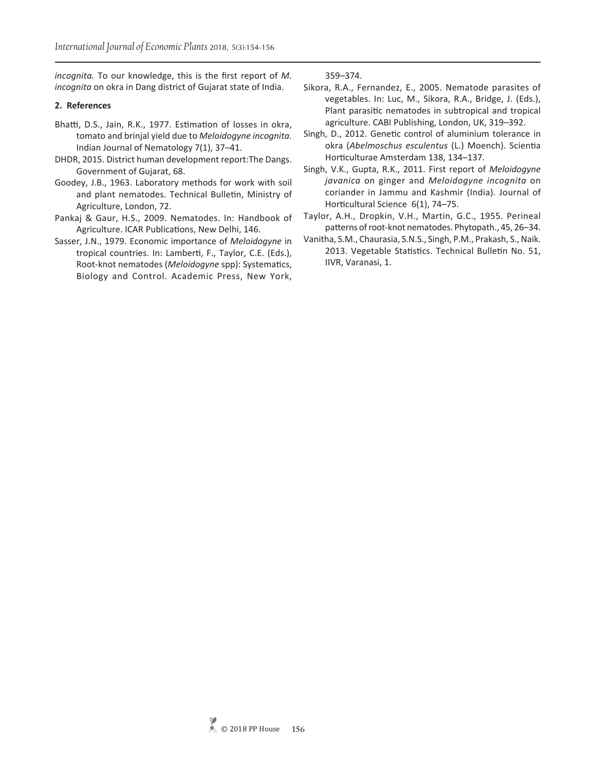*incognita.* To our knowledge, this is the first report of *M. incognita* on okra in Dang district of Gujarat state of India.

## 2. References

Bhatti, D.S., Jain, R.K., 1977. Estimation of losses in okra, tomato and brinjal yield due to *Meloidogyne incognita.* Indian Journal of Nematology 7(1), 37–41.

DHDR, 2015. District human development report:The Dangs. Government of Gujarat, 68.

Goodey, J.B., 1963. Laboratory methods for work with soil and plant nematodes. Technical Bulletin, Ministry of Agriculture, London, 72.

Pankaj & Gaur, H.S., 2009. Nematodes. In: Handbook of Agriculture. ICAR Publications, New Delhi, 146.

Sasser, J.N., 1979. Economic importance of *Meloidogyne* in tropical countries. In: Lamberti, F., Taylor, C.E. (Eds.), Root-knot nematodes (*Meloidogyne* spp): Systematics, Biology and Control. Academic Press, New York, 359–374.

Sikora, R.A., Fernandez, E., 2005. Nematode parasites of vegetables. In: Luc, M., Sikora, R.A., Bridge, J. (Eds.), Plant parasitic nematodes in subtropical and tropical agriculture. CABI Publishing, London, UK, 319–392.

Singh, D., 2012. Genetic control of aluminium tolerance in okra (*Abelmoschus esculentus* (L.) Moench). Scientia Horticulturae Amsterdam 138, 134–137.

Singh, V.K., Gupta, R.K., 2011. First report of *Meloidogyne javanica* on ginger and *Meloidogyne incognita* on coriander in Jammu and Kashmir (India). Journal of Horticultural Science 6(1), 74–75.

Taylor, A.H., Dropkin, V.H., Martin, G.C., 1955. Perineal patterns of root-knot nematodes. Phytopath., 45, 26–34.

Vanitha, S.M., Chaurasia, S.N.S., Singh, P.M., Prakash, S., Naik. 2013. Vegetable Statistics. Technical Bulletin No. 51, IIVR, Varanasi, 1.